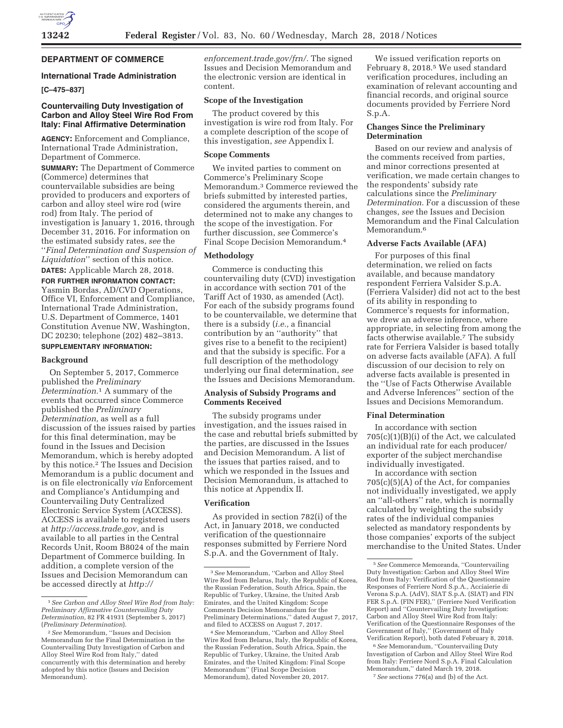## DEPARTMENT OF COMMERCE

### International Trade Administration

**[C–475–837]**

### Countervailing Duty Investigation of Carbon and Alloy Steel Wire Rod From Italy: Final Affirmative Determination

**AGENCY:** Enforcement and Compliance, International Trade Administration, Department of Commerce.

**SUMMARY:** The Department of Commerce (Commerce) determines that countervailable subsidies are being provided to producers and exporters of carbon and alloy steel wire rod (wire rod) from Italy. The period of investigation is January 1, 2016, through December 31, 2016. For information on the estimated subsidy rates, *see* the ''*Final Determination and Suspension of Liquidation*'' section of this notice.

**DATES:** Applicable March 28, 2018.

**FOR FURTHER INFORMATION CONTACT:** Yasmin Bordas, AD/CVD Operations, Office VI, Enforcement and Compliance, International Trade Administration, U.S. Department of Commerce, 1401 Constitution Avenue NW, Washington, DC 20230; telephone (202) 482–3813.

**SUPPLEMENTARY INFORMATION:**

#### Background

On September 5, 2017, Commerce published the *Preliminary Determination.*[1] A summary of the events that occurred since Commerce published the *Preliminary Determination,* as well as a full discussion of the issues raised by parties for this final determination, may be found in the Issues and Decision Memorandum, which is hereby adopted by this notice.[2] The Issues and Decision Memorandum is a public document and is on file electronically *via* Enforcement and Compliance's Antidumping and Countervailing Duty Centralized Electronic Service System (ACCESS). ACCESS is available to registered users at *http://access.trade.gov,* and is available to all parties in the Central Records Unit, Room B8024 of the main Department of Commerce building. In addition, a complete version of the Issues and Decision Memorandum can be accessed directly at *http://enforcement.trade.gov/frn/.* The signed Issues and Decision Memorandum and the electronic version are identical in content.

#### Scope of the Investigation

The product covered by this investigation is wire rod from Italy. For a complete description of the scope of this investigation, *see* Appendix I.

#### Scope Comments

We invited parties to comment on Commerce's Preliminary Scope Memorandum.[3] Commerce reviewed the briefs submitted by interested parties, considered the arguments therein, and determined not to make any changes to the scope of the investigation. For further discussion, *see* Commerce's Final Scope Decision Memorandum.[4]

#### Methodology

Commerce is conducting this countervailing duty (CVD) investigation in accordance with section 701 of the Tariff Act of 1930, as amended (Act). For each of the subsidy programs found to be countervailable, we determine that there is a subsidy (*i.e.,* a financial contribution by an ''authority'' that gives rise to a benefit to the recipient) and that the subsidy is specific. For a full description of the methodology underlying our final determination, *see* the Issues and Decisions Memorandum.

#### Analysis of Subsidy Programs and Comments Received

The subsidy programs under investigation, and the issues raised in the case and rebuttal briefs submitted by the parties, are discussed in the Issues and Decision Memorandum. A list of the issues that parties raised, and to which we responded in the Issues and Decision Memorandum, is attached to this notice at Appendix II.

#### Verification

As provided in section 782(i) of the Act, in January 2018, we conducted verification of the questionnaire responses submitted by Ferriere Nord S.p.A. and the Government of Italy.

We issued verification reports on February 8, 2018.[5] We used standard verification procedures, including an examination of relevant accounting and financial records, and original source documents provided by Ferriere Nord S.p.A.

#### Changes Since the Preliminary Determination

Based on our review and analysis of the comments received from parties, and minor corrections presented at verification, we made certain changes to the respondents' subsidy rate calculations since the *Preliminary Determination.* For a discussion of these changes, *see* the Issues and Decision Memorandum and the Final Calculation Memorandum.[6]

#### Adverse Facts Available (AFA)

For purposes of this final determination, we relied on facts available, and because mandatory respondent Ferriera Valsider S.p.A. (Ferriera Valsider) did not act to the best of its ability in responding to Commerce's requests for information, we drew an adverse inference, where appropriate, in selecting from among the facts otherwise available.[7] The subsidy rate for Ferriera Valsider is based totally on adverse facts available (AFA). A full discussion of our decision to rely on adverse facts available is presented in the ''Use of Facts Otherwise Available and Adverse Inferences'' section of the Issues and Decisions Memorandum.

#### Final Determination

In accordance with section 705(c)(1)(B)(i) of the Act, we calculated an individual rate for each producer/exporter of the subject merchandise individually investigated.

In accordance with section 705(c)(5)(A) of the Act, for companies not individually investigated, we apply an ''all-others'' rate, which is normally calculated by weighting the subsidy rates of the individual companies selected as mandatory respondents by those companies' exports of the subject merchandise to the United States. Under

---

[1] *See Carbon and Alloy Steel Wire Rod from Italy: Preliminary Affirmative Countervailing Duty Determination,* 82 FR 41931 (September 5, 2017) (*Preliminary Determination*).

[2] *See* Memorandum, ''Issues and Decision Memorandum for the Final Determination in the Countervailing Duty Investigation of Carbon and Alloy Steel Wire Rod from Italy,'' dated concurrently with this determination and hereby adopted by this notice (Issues and Decision Memorandum).

[3] *See* Memorandum, ''Carbon and Alloy Steel Wire Rod from Belarus, Italy, the Republic of Korea, the Russian Federation, South Africa, Spain, the Republic of Turkey, Ukraine, the United Arab Emirates, and the United Kingdom: Scope Comments Decision Memorandum for the Preliminary Determinations,'' dated August 7, 2017, and filed to ACCESS on August 7, 2017.

[4] *See* Memorandum, ''Carbon and Alloy Steel Wire Rod from Belarus, Italy, the Republic of Korea, the Russian Federation, South Africa, Spain, the Republic of Turkey, Ukraine, the United Arab Emirates, and the United Kingdom: Final Scope Memorandum'' (Final Scope Decision Memorandum), dated November 20, 2017.

[5] *See* Commerce Memoranda, ''Countervailing Duty Investigation: Carbon and Alloy Steel Wire Rod from Italy: Verification of the Questionnaire Responses of Ferriere Nord S.p.A., Acciaierie di Verona S.p.A. (AdV), SIAT S.p.A. (SIAT) and FIN FER S.p.A. (FIN FER),'' (Ferriere Nord Verification Report) and ''Countervailing Duty Investigation: Carbon and Alloy Steel Wire Rod from Italy: Verification of the Questionnaire Responses of the Government of Italy,'' (Government of Italy Verification Report), both dated February 8, 2018.

[6] *See* Memorandum, ''Countervailing Duty Investigation of Carbon and Alloy Steel Wire Rod from Italy: Ferriere Nord S.p.A. Final Calculation Memorandum,'' dated March 19, 2018.

[7] *See* sections 776(a) and (b) of the Act.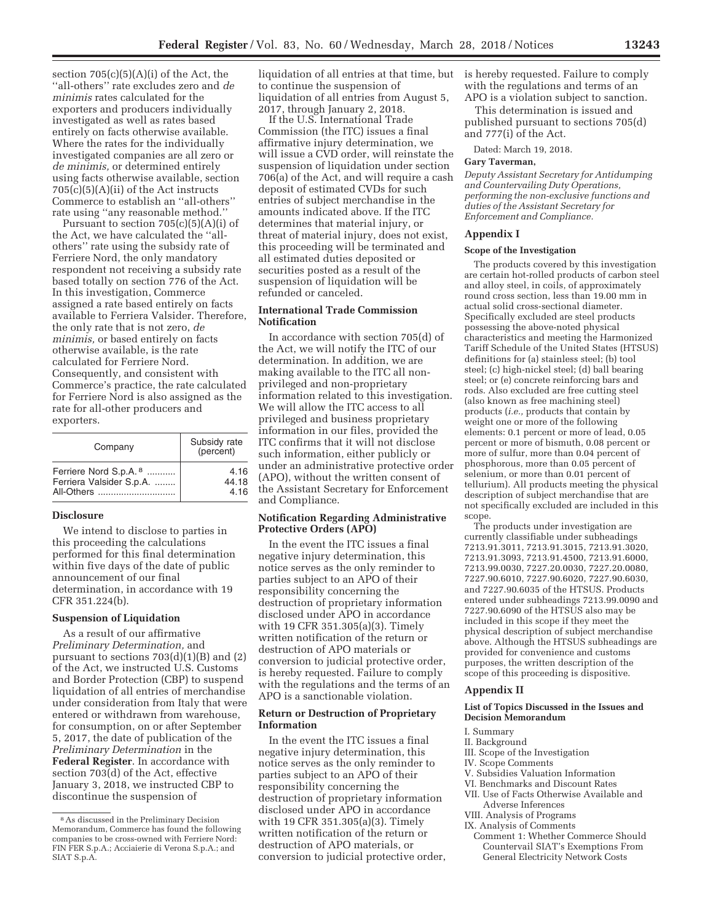section 705(c)(5)(A)(i) of the Act, the ''all-others'' rate excludes zero and *de minimis* rates calculated for the exporters and producers individually investigated as well as rates based entirely on facts otherwise available. Where the rates for the individually investigated companies are all zero or *de minimis,* or determined entirely using facts otherwise available, section 705(c)(5)(A)(ii) of the Act instructs Commerce to establish an ''all-others'' rate using ''any reasonable method.''

Pursuant to section 705(c)(5)(A)(i) of the Act, we have calculated the ''all-others'' rate using the subsidy rate of Ferriere Nord, the only mandatory respondent not receiving a subsidy rate based totally on section 776 of the Act. In this investigation, Commerce assigned a rate based entirely on facts available to Ferriera Valsider. Therefore, the only rate that is not zero, *de minimis,* or based entirely on facts otherwise available, is the rate calculated for Ferriere Nord. Consequently, and consistent with Commerce's practice, the rate calculated for Ferriere Nord is also assigned as the rate for all-other producers and exporters.

| Company | Subsidy rate (percent) |
|---|---|
| Ferriere Nord S.p.A. [8] | 4.16 |
| Ferriera Valsider S.p.A. | 44.18 |
| All-Others | 4.16 |

## Disclosure

We intend to disclose to parties in this proceeding the calculations performed for this final determination within five days of the date of public announcement of our final determination, in accordance with 19 CFR 351.224(b).

## Suspension of Liquidation

As a result of our affirmative *Preliminary Determination,* and pursuant to sections 703(d)(1)(B) and (2) of the Act, we instructed U.S. Customs and Border Protection (CBP) to suspend liquidation of all entries of merchandise under consideration from Italy that were entered or withdrawn from warehouse, for consumption, on or after September 5, 2017, the date of publication of the *Preliminary Determination* in the **Federal Register**. In accordance with section 703(d) of the Act, effective January 3, 2018, we instructed CBP to discontinue the suspension of liquidation of all entries at that time, but to continue the suspension of liquidation of all entries from August 5, 2017, through January 2, 2018.

If the U.S. International Trade Commission (the ITC) issues a final affirmative injury determination, we will issue a CVD order, will reinstate the suspension of liquidation under section 706(a) of the Act, and will require a cash deposit of estimated CVDs for such entries of subject merchandise in the amounts indicated above. If the ITC determines that material injury, or threat of material injury, does not exist, this proceeding will be terminated and all estimated duties deposited or securities posted as a result of the suspension of liquidation will be refunded or canceled.

## International Trade Commission Notification

In accordance with section 705(d) of the Act, we will notify the ITC of our determination. In addition, we are making available to the ITC all non-privileged and non-proprietary information related to this investigation. We will allow the ITC access to all privileged and business proprietary information in our files, provided the ITC confirms that it will not disclose such information, either publicly or under an administrative protective order (APO), without the written consent of the Assistant Secretary for Enforcement and Compliance.

## Notification Regarding Administrative Protective Orders (APO)

In the event the ITC issues a final negative injury determination, this notice serves as the only reminder to parties subject to an APO of their responsibility concerning the destruction of proprietary information disclosed under APO in accordance with 19 CFR 351.305(a)(3). Timely written notification of the return or destruction of APO materials or conversion to judicial protective order, is hereby requested. Failure to comply with the regulations and the terms of an APO is a sanctionable violation.

## Return or Destruction of Proprietary Information

In the event the ITC issues a final negative injury determination, this notice serves as the only reminder to parties subject to an APO of their responsibility concerning the destruction of proprietary information disclosed under APO in accordance with 19 CFR 351.305(a)(3). Timely written notification of the return or destruction of APO materials, or conversion to judicial protective order, is hereby requested. Failure to comply with the regulations and terms of an APO is a violation subject to sanction.

This determination is issued and published pursuant to sections 705(d) and 777(i) of the Act.

Dated: March 19, 2018.

**Gary Taverman,**

*Deputy Assistant Secretary for Antidumping and Countervailing Duty Operations, performing the non-exclusive functions and duties of the Assistant Secretary for Enforcement and Compliance.*

## Appendix I

### Scope of the Investigation

The products covered by this investigation are certain hot-rolled products of carbon steel and alloy steel, in coils, of approximately round cross section, less than 19.00 mm in actual solid cross-sectional diameter. Specifically excluded are steel products possessing the above-noted physical characteristics and meeting the Harmonized Tariff Schedule of the United States (HTSUS) definitions for (a) stainless steel; (b) tool steel; (c) high-nickel steel; (d) ball bearing steel; or (e) concrete reinforcing bars and rods. Also excluded are free cutting steel (also known as free machining steel) products (*i.e.,* products that contain by weight one or more of the following elements: 0.1 percent or more of lead, 0.05 percent or more of bismuth, 0.08 percent or more of sulfur, more than 0.04 percent of phosphorous, more than 0.05 percent of selenium, or more than 0.01 percent of tellurium). All products meeting the physical description of subject merchandise that are not specifically excluded are included in this scope.

The products under investigation are currently classifiable under subheadings 7213.91.3011, 7213.91.3015, 7213.91.3020, 7213.91.3093, 7213.91.4500, 7213.91.6000, 7213.99.0030, 7227.20.0030, 7227.20.0080, 7227.90.6010, 7227.90.6020, 7227.90.6030, and 7227.90.6035 of the HTSUS. Products entered under subheadings 7213.99.0090 and 7227.90.6090 of the HTSUS also may be included in this scope if they meet the physical description of subject merchandise above. Although the HTSUS subheadings are provided for convenience and customs purposes, the written description of the scope of this proceeding is dispositive.

## Appendix II

### List of Topics Discussed in the Issues and Decision Memorandum

I. Summary
II. Background
III. Scope of the Investigation
IV. Scope Comments
V. Subsidies Valuation Information
VI. Benchmarks and Discount Rates
VII. Use of Facts Otherwise Available and Adverse Inferences
VIII. Analysis of Programs
IX. Analysis of Comments
  Comment 1: Whether Commerce Should Countervail SIAT's Exemptions From General Electricity Network Costs

[8] As discussed in the Preliminary Decision Memorandum, Commerce has found the following companies to be cross-owned with Ferriere Nord: FIN FER S.p.A.; Acciaierie di Verona S.p.A.; and SIAT S.p.A.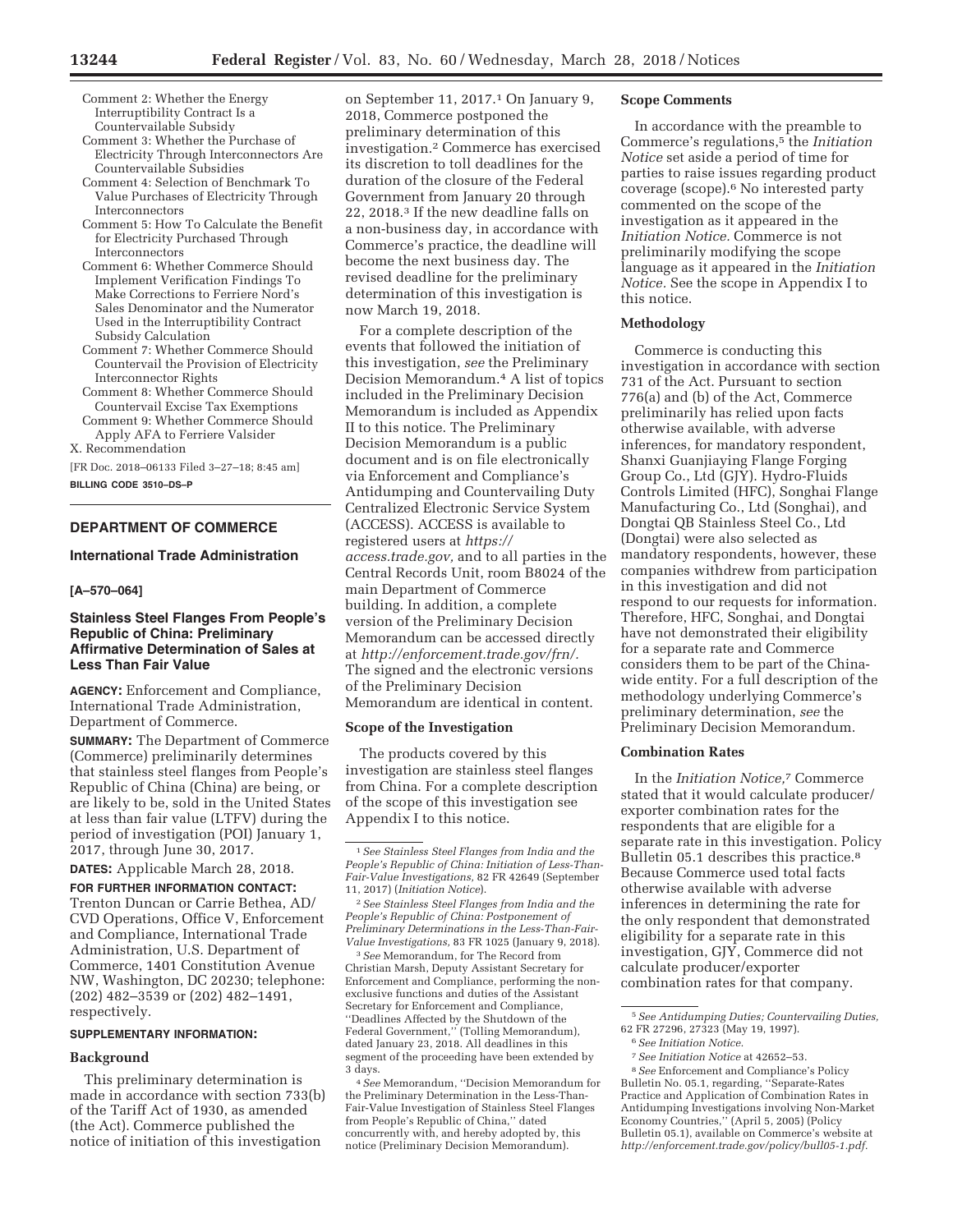Comment 2: Whether the Energy Interruptibility Contract Is a Countervailable Subsidy
Comment 3: Whether the Purchase of Electricity Through Interconnectors Are Countervailable Subsidies
Comment 4: Selection of Benchmark To Value Purchases of Electricity Through Interconnectors
Comment 5: How To Calculate the Benefit for Electricity Purchased Through Interconnectors
Comment 6: Whether Commerce Should Implement Verification Findings To Make Corrections to Ferriere Nord's Sales Denominator and the Numerator Used in the Interruptibility Contract Subsidy Calculation
Comment 7: Whether Commerce Should Countervail the Provision of Electricity Interconnector Rights
Comment 8: Whether Commerce Should Countervail Excise Tax Exemptions
Comment 9: Whether Commerce Should Apply AFA to Ferriere Valsider

X. Recommendation

[FR Doc. 2018–06133 Filed 3–27–18; 8:45 am]

**BILLING CODE 3510–DS–P**

---

## DEPARTMENT OF COMMERCE

### International Trade Administration

**[A–570–064]**

### Stainless Steel Flanges From People's Republic of China: Preliminary Affirmative Determination of Sales at Less Than Fair Value

**AGENCY:** Enforcement and Compliance, International Trade Administration, Department of Commerce.

**SUMMARY:** The Department of Commerce (Commerce) preliminarily determines that stainless steel flanges from People's Republic of China (China) are being, or are likely to be, sold in the United States at less than fair value (LTFV) during the period of investigation (POI) January 1, 2017, through June 30, 2017.

**DATES:** Applicable March 28, 2018.

**FOR FURTHER INFORMATION CONTACT:** Trenton Duncan or Carrie Bethea, AD/CVD Operations, Office V, Enforcement and Compliance, International Trade Administration, U.S. Department of Commerce, 1401 Constitution Avenue NW, Washington, DC 20230; telephone: (202) 482–3539 or (202) 482–1491, respectively.

**SUPPLEMENTARY INFORMATION:**

### Background

This preliminary determination is made in accordance with section 733(b) of the Tariff Act of 1930, as amended (the Act). Commerce published the notice of initiation of this investigation on September 11, 2017.[1] On January 9, 2018, Commerce postponed the preliminary determination of this investigation.[2] Commerce has exercised its discretion to toll deadlines for the duration of the closure of the Federal Government from January 20 through 22, 2018.[3] If the new deadline falls on a non-business day, in accordance with Commerce's practice, the deadline will become the next business day. The revised deadline for the preliminary determination of this investigation is now March 19, 2018.

For a complete description of the events that followed the initiation of this investigation, *see* the Preliminary Decision Memorandum.[4] A list of topics included in the Preliminary Decision Memorandum is included as Appendix II to this notice. The Preliminary Decision Memorandum is a public document and is on file electronically via Enforcement and Compliance's Antidumping and Countervailing Duty Centralized Electronic Service System (ACCESS). ACCESS is available to registered users at *https://access.trade.gov,* and to all parties in the Central Records Unit, room B8024 of the main Department of Commerce building. In addition, a complete version of the Preliminary Decision Memorandum can be accessed directly at *http://enforcement.trade.gov/frn/.* The signed and the electronic versions of the Preliminary Decision Memorandum are identical in content.

### Scope of the Investigation

The products covered by this investigation are stainless steel flanges from China. For a complete description of the scope of this investigation see Appendix I to this notice.

### Scope Comments

In accordance with the preamble to Commerce's regulations,[5] the *Initiation Notice* set aside a period of time for parties to raise issues regarding product coverage (scope).[6] No interested party commented on the scope of the investigation as it appeared in the *Initiation Notice.* Commerce is not preliminarily modifying the scope language as it appeared in the *Initiation Notice.* See the scope in Appendix I to this notice.

### Methodology

Commerce is conducting this investigation in accordance with section 731 of the Act. Pursuant to section 776(a) and (b) of the Act, Commerce preliminarily has relied upon facts otherwise available, with adverse inferences, for mandatory respondent, Shanxi Guanjiaying Flange Forging Group Co., Ltd (GJY). Hydro-Fluids Controls Limited (HFC), Songhai Flange Manufacturing Co., Ltd (Songhai), and Dongtai QB Stainless Steel Co., Ltd (Dongtai) were also selected as mandatory respondents, however, these companies withdrew from participation in this investigation and did not respond to our requests for information. Therefore, HFC, Songhai, and Dongtai have not demonstrated their eligibility for a separate rate and Commerce considers them to be part of the China-wide entity. For a full description of the methodology underlying Commerce's preliminary determination, *see* the Preliminary Decision Memorandum.

### Combination Rates

In the *Initiation Notice,*[7] Commerce stated that it would calculate producer/exporter combination rates for the respondents that are eligible for a separate rate in this investigation. Policy Bulletin 05.1 describes this practice.[8] Because Commerce used total facts otherwise available with adverse inferences in determining the rate for the only respondent that demonstrated eligibility for a separate rate in this investigation, GJY, Commerce did not calculate producer/exporter combination rates for that company.

---

[1] *See Stainless Steel Flanges from India and the People's Republic of China: Initiation of Less-Than-Fair-Value Investigations,* 82 FR 42649 (September 11, 2017) (*Initiation Notice*).

[2] *See Stainless Steel Flanges from India and the People's Republic of China: Postponement of Preliminary Determinations in the Less-Than-Fair-Value Investigations,* 83 FR 1025 (January 9, 2018).

[3] *See* Memorandum, for The Record from Christian Marsh, Deputy Assistant Secretary for Enforcement and Compliance, performing the non-exclusive functions and duties of the Assistant Secretary for Enforcement and Compliance, "Deadlines Affected by the Shutdown of the Federal Government," (Tolling Memorandum), dated January 23, 2018. All deadlines in this segment of the proceeding have been extended by 3 days.

[4] *See* Memorandum, "Decision Memorandum for the Preliminary Determination in the Less-Than-Fair-Value Investigation of Stainless Steel Flanges from People's Republic of China," dated concurrently with, and hereby adopted by, this notice (Preliminary Decision Memorandum).

[5] *See Antidumping Duties; Countervailing Duties,* 62 FR 27296, 27323 (May 19, 1997).

[6] *See Initiation Notice.*

[7] *See Initiation Notice* at 42652–53.

[8] *See* Enforcement and Compliance's Policy Bulletin No. 05.1, regarding, "Separate-Rates Practice and Application of Combination Rates in Antidumping Investigations involving Non-Market Economy Countries," (April 5, 2005) (Policy Bulletin 05.1), available on Commerce's website at *http://enforcement.trade.gov/policy/bull05-1.pdf.*